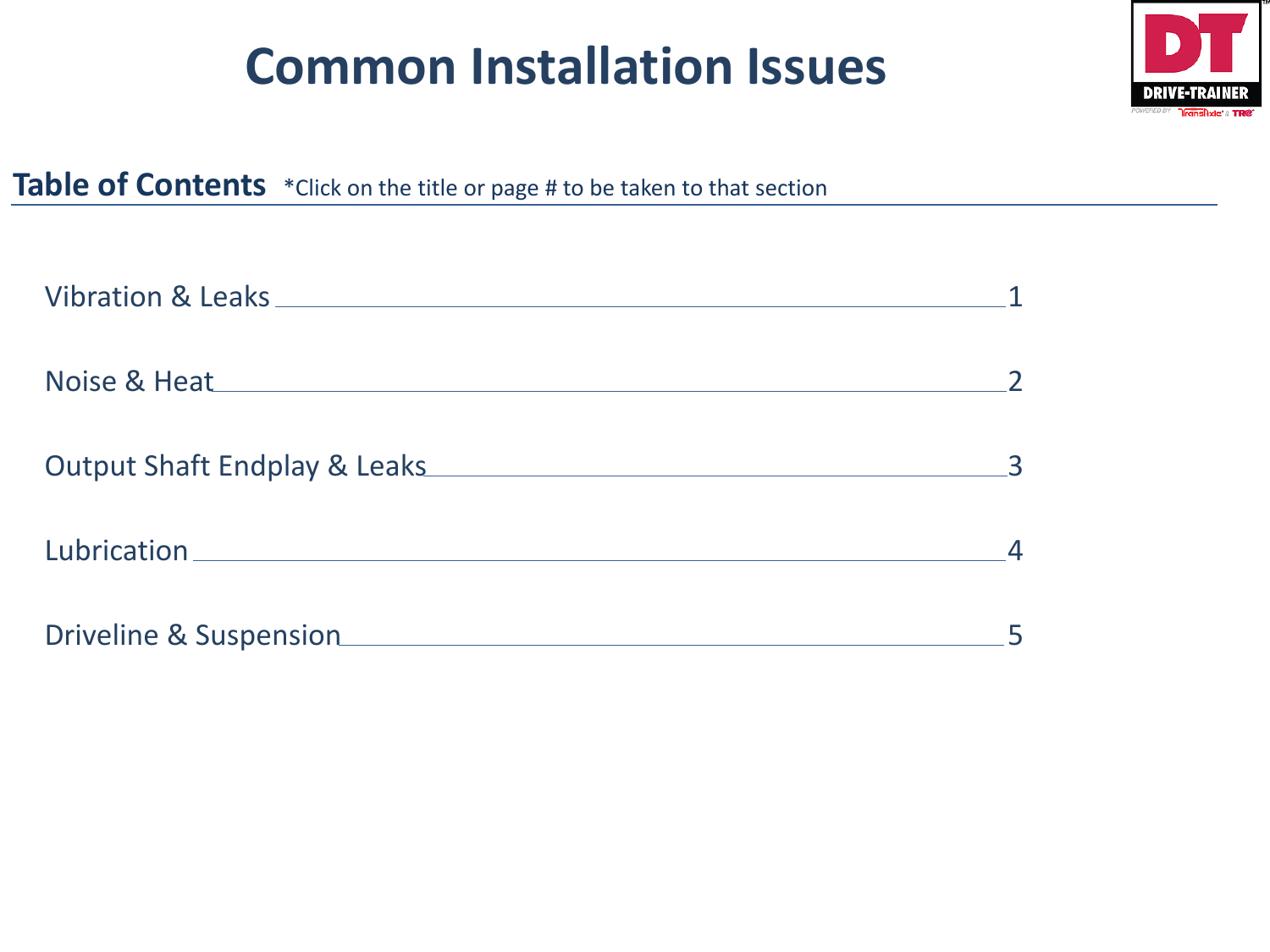# Common Installation Issues

## Table of Contents

*Click on the title or page # to be taken to that section

| Section | Page |
| --- | --- |
| Vibration & Leaks | 1 |
| Noise & Heat | 2 |
| Output Shaft Endplay & Leaks | 3 |
| Lubrication | 4 |
| Driveline & Suspension | 5 |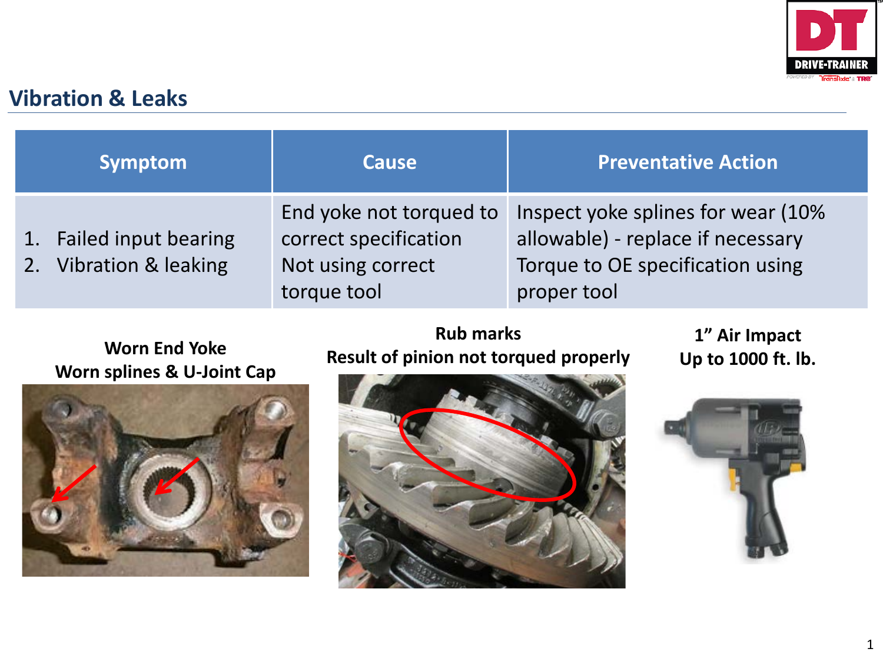## Vibration & Leaks

| Symptom | Cause | Preventative Action |
|---|---|---|
| 1. Failed input bearing<br>2. Vibration & leaking | End yoke not torqued to correct specification<br>Not using correct torque tool | Inspect yoke splines for wear (10% allowable) - replace if necessary<br>Torque to OE specification using proper tool |

**Worn End Yoke**
**Worn splines & U-Joint Cap**

**Rub marks**
**Result of pinion not torqued properly**

**1" Air Impact**
**Up to 1000 ft. lb.**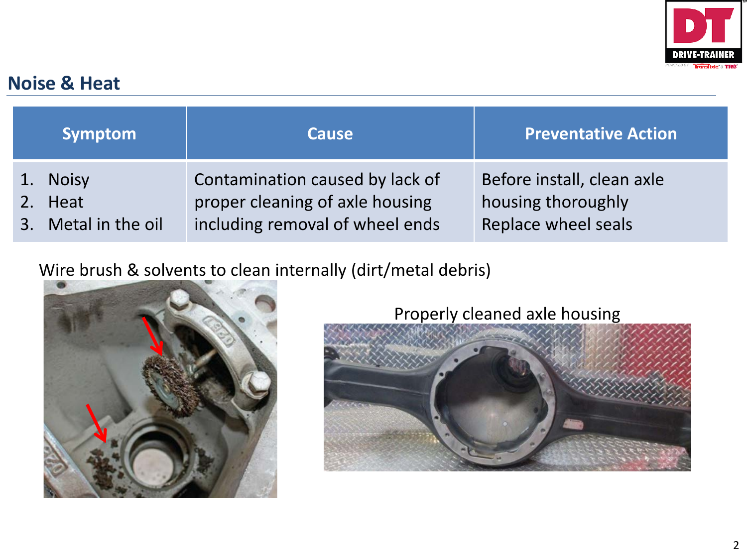## Noise & Heat

| Symptom | Cause | Preventative Action |
|---|---|---|
| 1. Noisy<br>2. Heat<br>3. Metal in the oil | Contamination caused by lack of proper cleaning of axle housing including removal of wheel ends | Before install, clean axle housing thoroughly<br>Replace wheel seals |

Wire brush & solvents to clean internally (dirt/metal debris)

Properly cleaned axle housing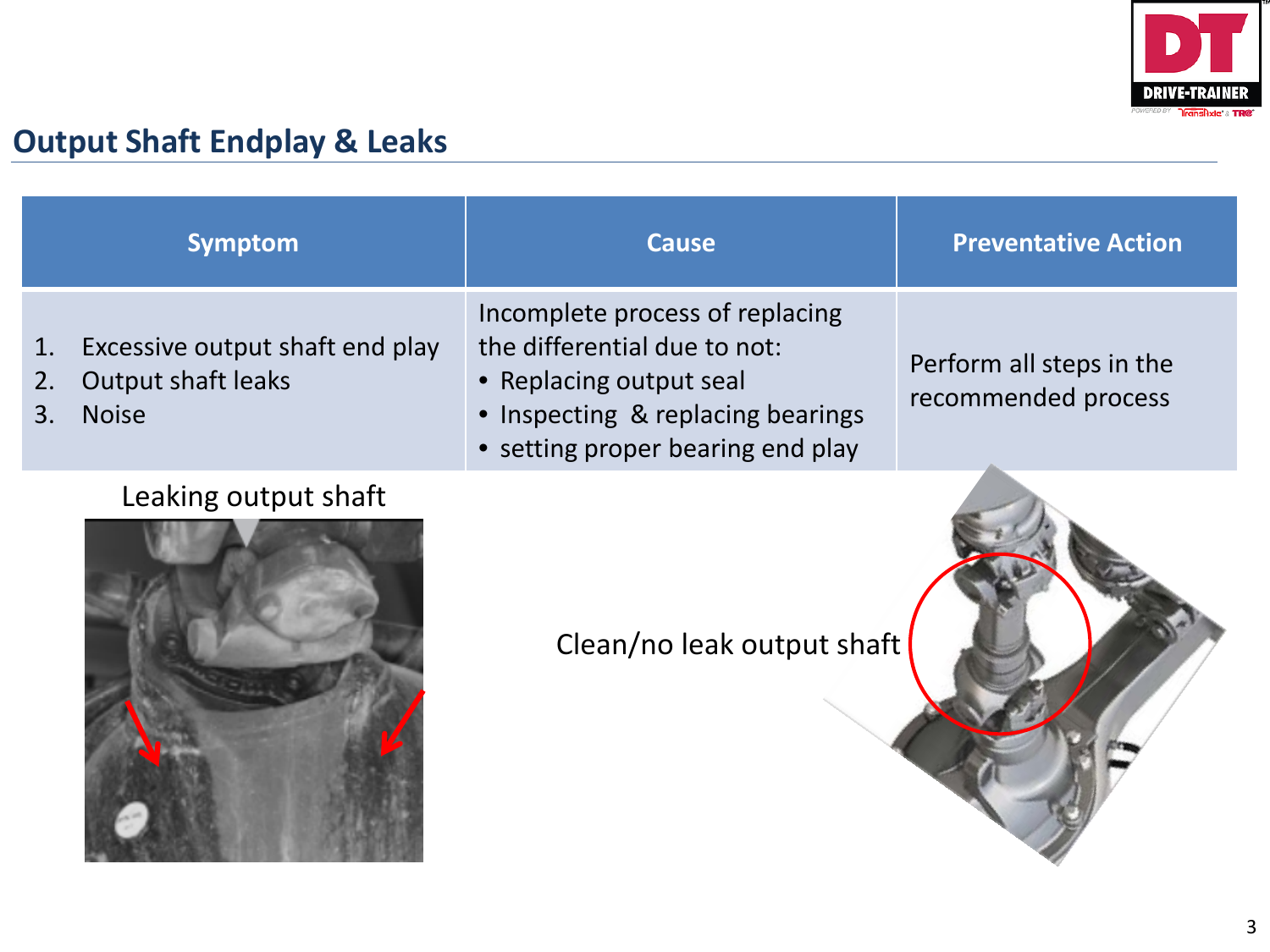## Output Shaft Endplay & Leaks

| Symptom | Cause | Preventative Action |
|---|---|---|
| 1. Excessive output shaft end play<br>2. Output shaft leaks<br>3. Noise | Incomplete process of replacing the differential due to not:<br>• Replacing output seal<br>• Inspecting & replacing bearings<br>• setting proper bearing end play | Perform all steps in the recommended process |

Leaking output shaft

Clean/no leak output shaft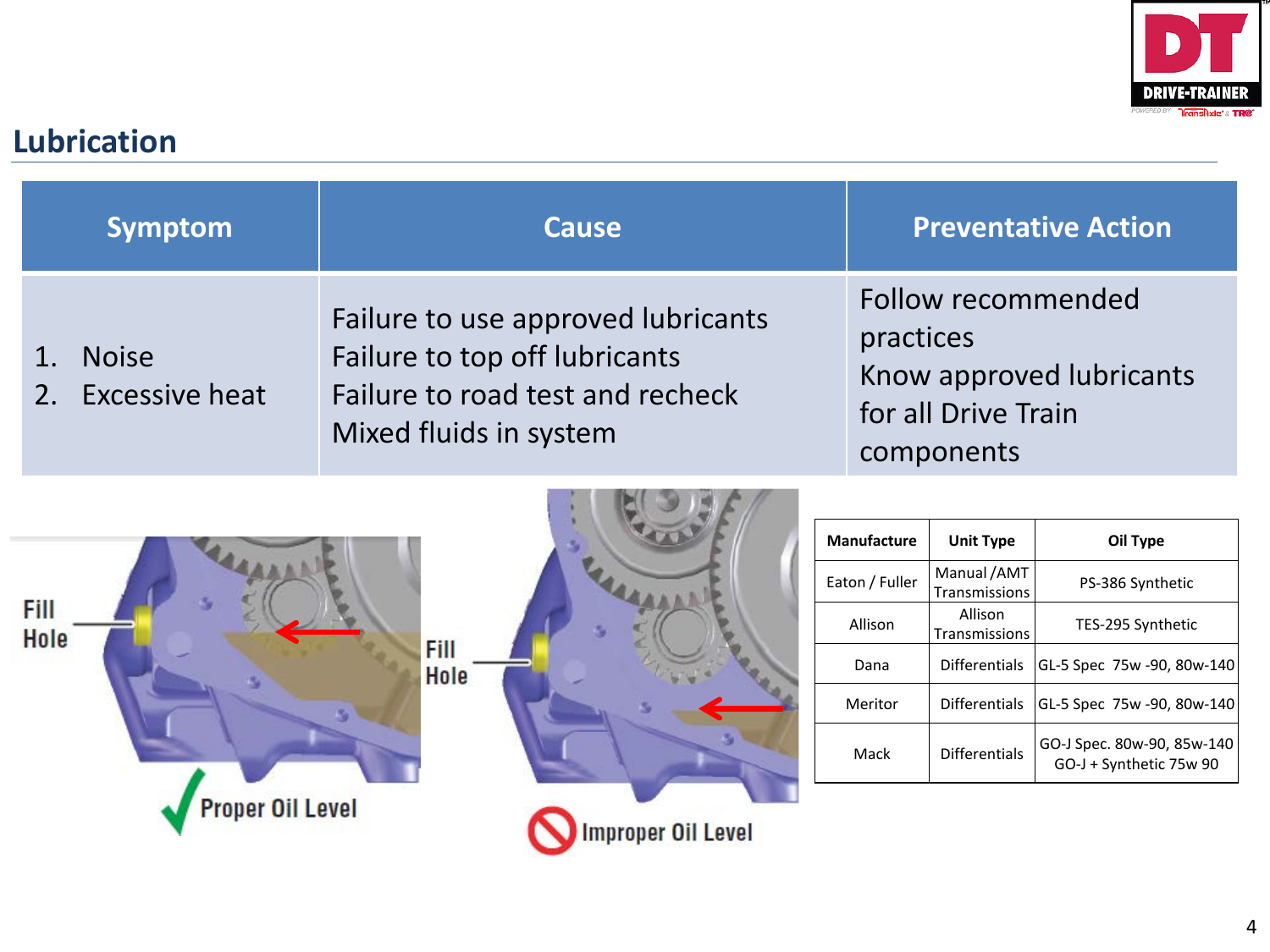## Lubrication

| Symptom | Cause | Preventative Action |
|---|---|---|
| 1. Noise<br>2. Excessive heat | Failure to use approved lubricants<br>Failure to top off lubricants<br>Failure to road test and recheck<br>Mixed fluids in system | Follow recommended practices<br>Know approved lubricants for all Drive Train components |

Fill Hole

Proper Oil Level

Fill Hole

Improper Oil Level

| Manufacture | Unit Type | Oil Type |
|---|---|---|
| Eaton / Fuller | Manual /AMT Transmissions | PS-386 Synthetic |
| Allison | Allison Transmissions | TES-295 Synthetic |
| Dana | Differentials | GL-5 Spec 75w -90, 80w-140 |
| Meritor | Differentials | GL-5 Spec 75w -90, 80w-140 |
| Mack | Differentials | GO-J Spec. 80w-90, 85w-140<br>GO-J + Synthetic 75w 90 |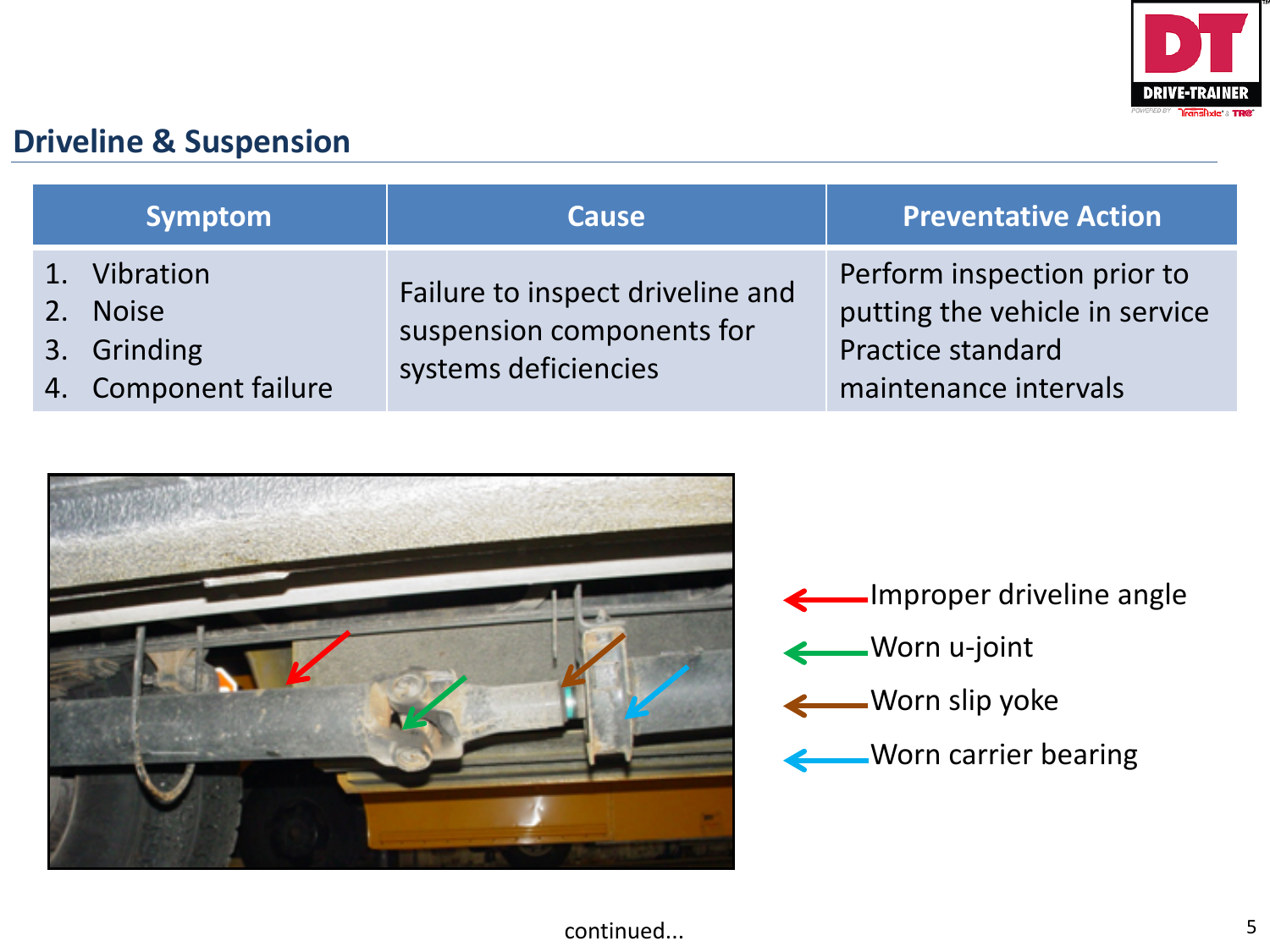## Driveline & Suspension

| Symptom | Cause | Preventative Action |
|---|---|---|
| 1. Vibration<br>2. Noise<br>3. Grinding<br>4. Component failure | Failure to inspect driveline and suspension components for systems deficiencies | Perform inspection prior to putting the vehicle in service<br>Practice standard maintenance intervals |

- Improper driveline angle
- Worn u-joint
- Worn slip yoke
- Worn carrier bearing

continued...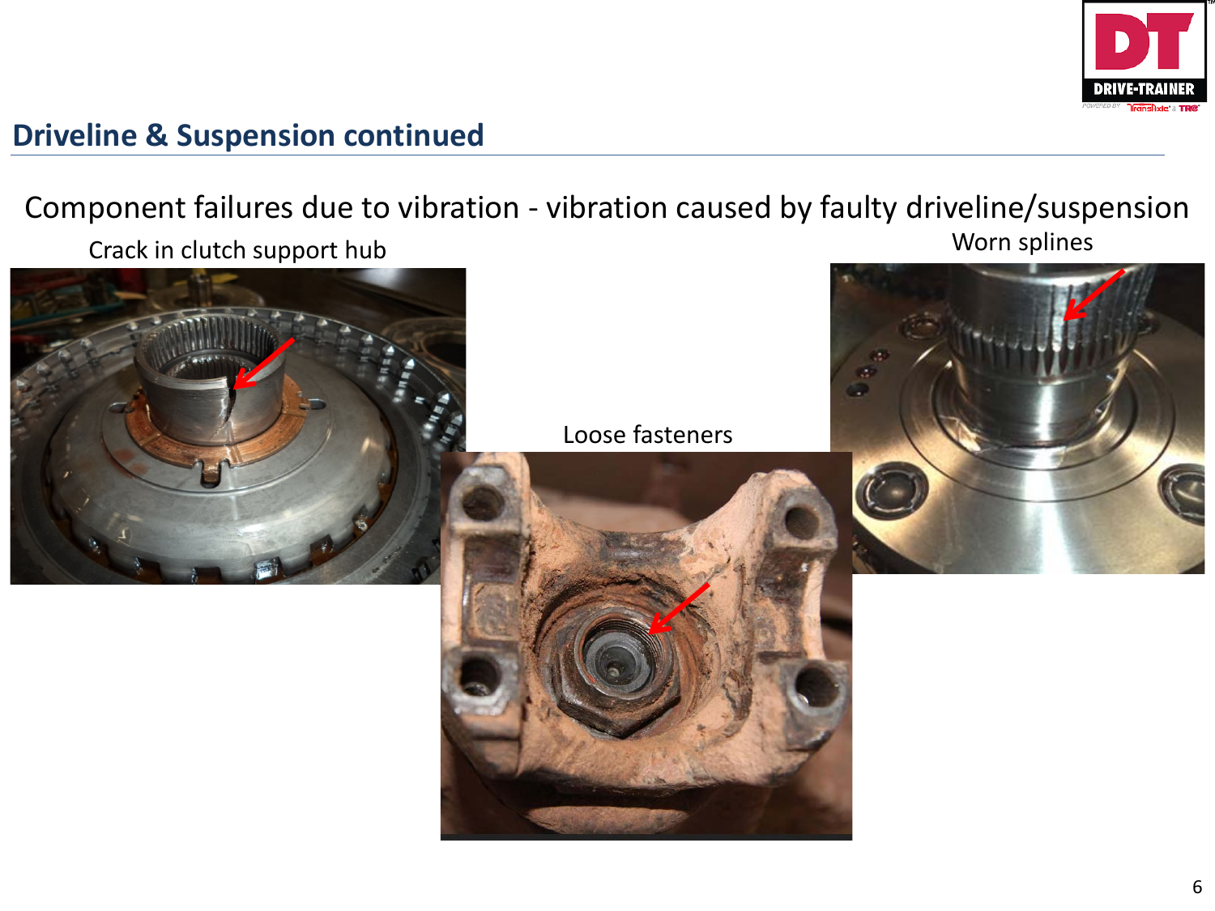## Driveline & Suspension continued

Component failures due to vibration - vibration caused by faulty driveline/suspension

Crack in clutch support hub

Worn splines

Loose fasteners